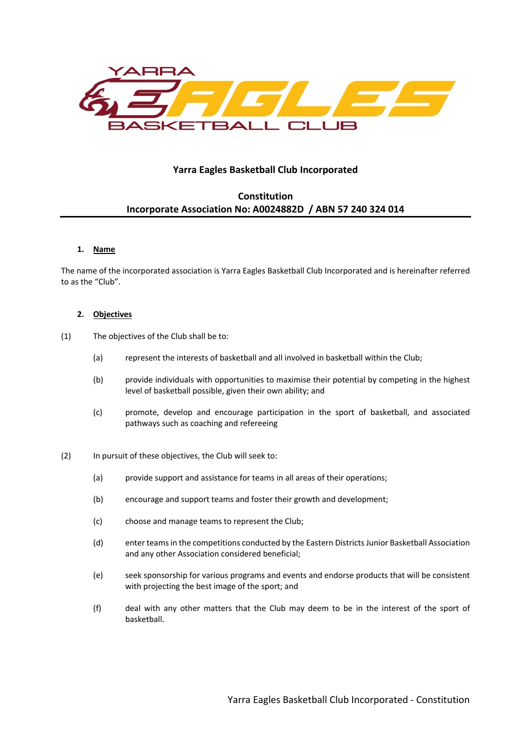**Yarra Eagles Basketball Club Incorporated**

**Constitution**
**Incorporate Association No: A0024882D / ABN 57 240 324 014**

## 1. Name

The name of the incorporated association is Yarra Eagles Basketball Club Incorporated and is hereinafter referred to as the "Club".

## 2. Objectives

(1) The objectives of the Club shall be to:

(a) represent the interests of basketball and all involved in basketball within the Club;

(b) provide individuals with opportunities to maximise their potential by competing in the highest level of basketball possible, given their own ability; and

(c) promote, develop and encourage participation in the sport of basketball, and associated pathways such as coaching and refereeing

(2) In pursuit of these objectives, the Club will seek to:

(a) provide support and assistance for teams in all areas of their operations;

(b) encourage and support teams and foster their growth and development;

(c) choose and manage teams to represent the Club;

(d) enter teams in the competitions conducted by the Eastern Districts Junior Basketball Association and any other Association considered beneficial;

(e) seek sponsorship for various programs and events and endorse products that will be consistent with projecting the best image of the sport; and

(f) deal with any other matters that the Club may deem to be in the interest of the sport of basketball.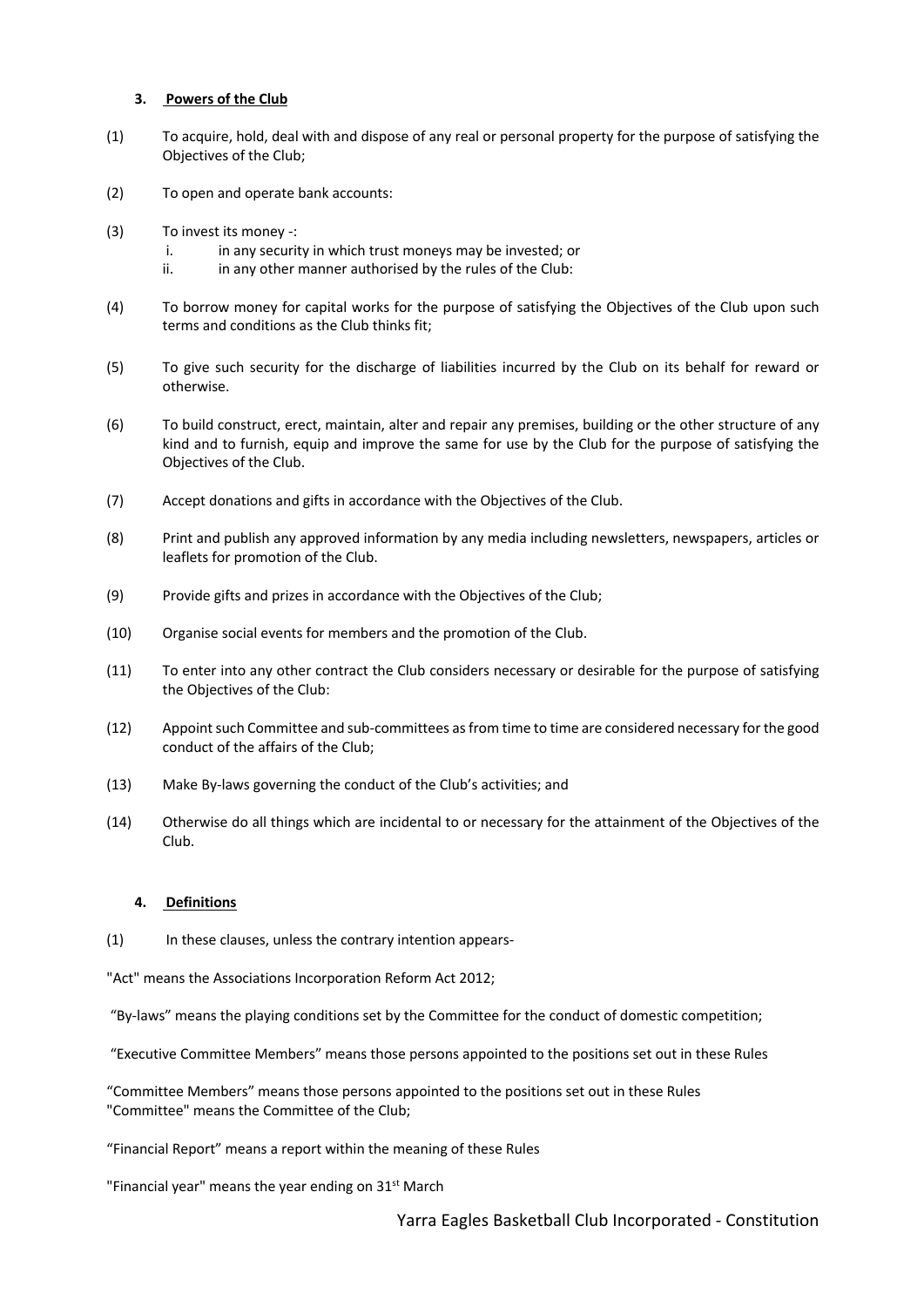### 3. Powers of the Club

(1) To acquire, hold, deal with and dispose of any real or personal property for the purpose of satisfying the Objectives of the Club;

(2) To open and operate bank accounts:

(3) To invest its money -:
 i. in any security in which trust moneys may be invested; or
 ii. in any other manner authorised by the rules of the Club:

(4) To borrow money for capital works for the purpose of satisfying the Objectives of the Club upon such terms and conditions as the Club thinks fit;

(5) To give such security for the discharge of liabilities incurred by the Club on its behalf for reward or otherwise.

(6) To build construct, erect, maintain, alter and repair any premises, building or the other structure of any kind and to furnish, equip and improve the same for use by the Club for the purpose of satisfying the Objectives of the Club.

(7) Accept donations and gifts in accordance with the Objectives of the Club.

(8) Print and publish any approved information by any media including newsletters, newspapers, articles or leaflets for promotion of the Club.

(9) Provide gifts and prizes in accordance with the Objectives of the Club;

(10) Organise social events for members and the promotion of the Club.

(11) To enter into any other contract the Club considers necessary or desirable for the purpose of satisfying the Objectives of the Club:

(12) Appoint such Committee and sub-committees as from time to time are considered necessary for the good conduct of the affairs of the Club;

(13) Make By-laws governing the conduct of the Club's activities; and

(14) Otherwise do all things which are incidental to or necessary for the attainment of the Objectives of the Club.

### 4. Definitions

(1) In these clauses, unless the contrary intention appears-

"Act" means the Associations Incorporation Reform Act 2012;

"By-laws" means the playing conditions set by the Committee for the conduct of domestic competition;

"Executive Committee Members" means those persons appointed to the positions set out in these Rules

"Committee Members" means those persons appointed to the positions set out in these Rules
"Committee" means the Committee of the Club;

"Financial Report" means a report within the meaning of these Rules

"Financial year" means the year ending on 31st March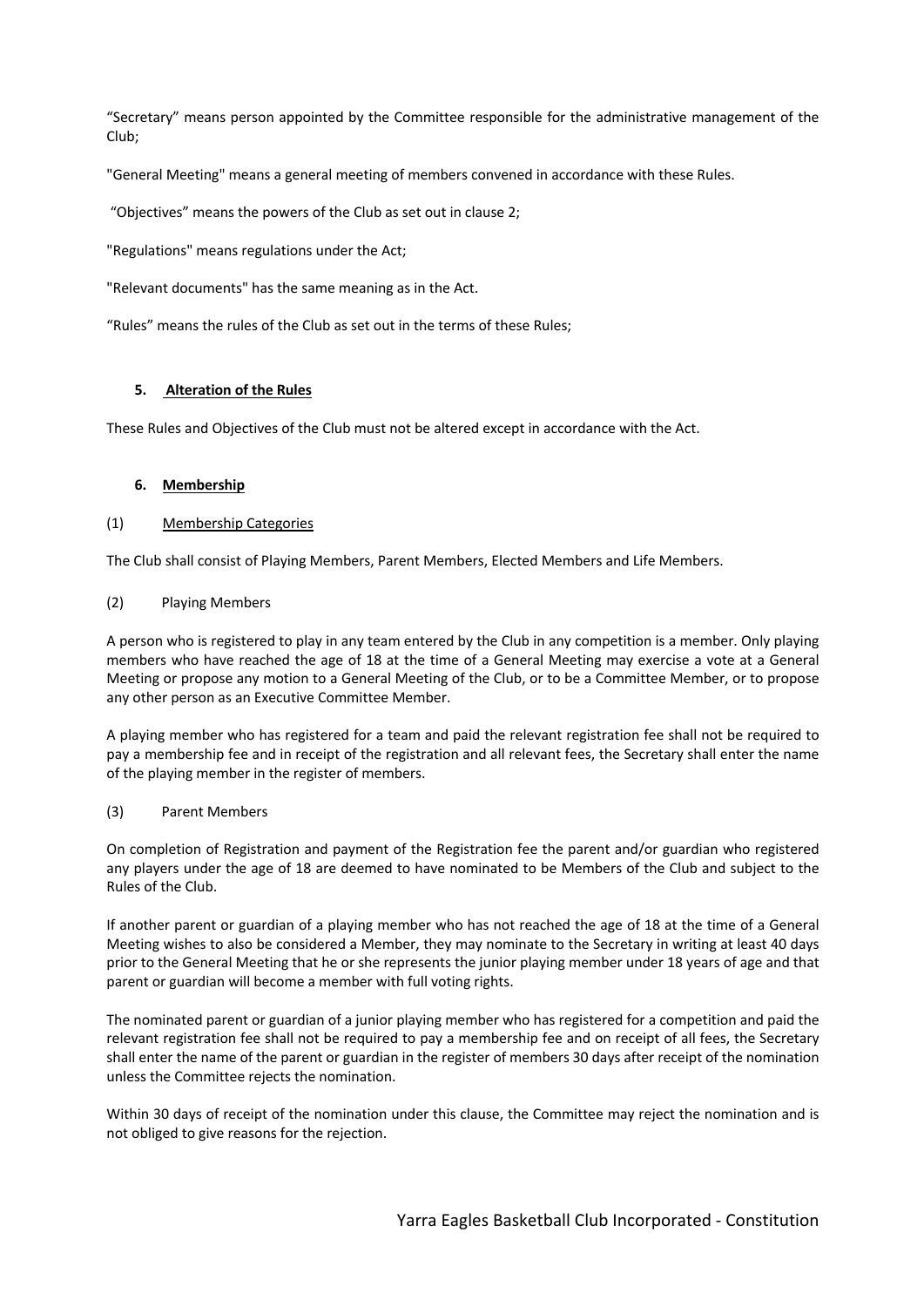“Secretary” means person appointed by the Committee responsible for the administrative management of the Club;

"General Meeting" means a general meeting of members convened in accordance with these Rules.

“Objectives” means the powers of the Club as set out in clause 2;

"Regulations" means regulations under the Act;

"Relevant documents" has the same meaning as in the Act.

“Rules” means the rules of the Club as set out in the terms of these Rules;

## 5. Alteration of the Rules

These Rules and Objectives of the Club must not be altered except in accordance with the Act.

## 6. Membership

### (1) Membership Categories

The Club shall consist of Playing Members, Parent Members, Elected Members and Life Members.

### (2) Playing Members

A person who is registered to play in any team entered by the Club in any competition is a member. Only playing members who have reached the age of 18 at the time of a General Meeting may exercise a vote at a General Meeting or propose any motion to a General Meeting of the Club, or to be a Committee Member, or to propose any other person as an Executive Committee Member.

A playing member who has registered for a team and paid the relevant registration fee shall not be required to pay a membership fee and in receipt of the registration and all relevant fees, the Secretary shall enter the name of the playing member in the register of members.

### (3) Parent Members

On completion of Registration and payment of the Registration fee the parent and/or guardian who registered any players under the age of 18 are deemed to have nominated to be Members of the Club and subject to the Rules of the Club.

If another parent or guardian of a playing member who has not reached the age of 18 at the time of a General Meeting wishes to also be considered a Member, they may nominate to the Secretary in writing at least 40 days prior to the General Meeting that he or she represents the junior playing member under 18 years of age and that parent or guardian will become a member with full voting rights.

The nominated parent or guardian of a junior playing member who has registered for a competition and paid the relevant registration fee shall not be required to pay a membership fee and on receipt of all fees, the Secretary shall enter the name of the parent or guardian in the register of members 30 days after receipt of the nomination unless the Committee rejects the nomination.

Within 30 days of receipt of the nomination under this clause, the Committee may reject the nomination and is not obliged to give reasons for the rejection.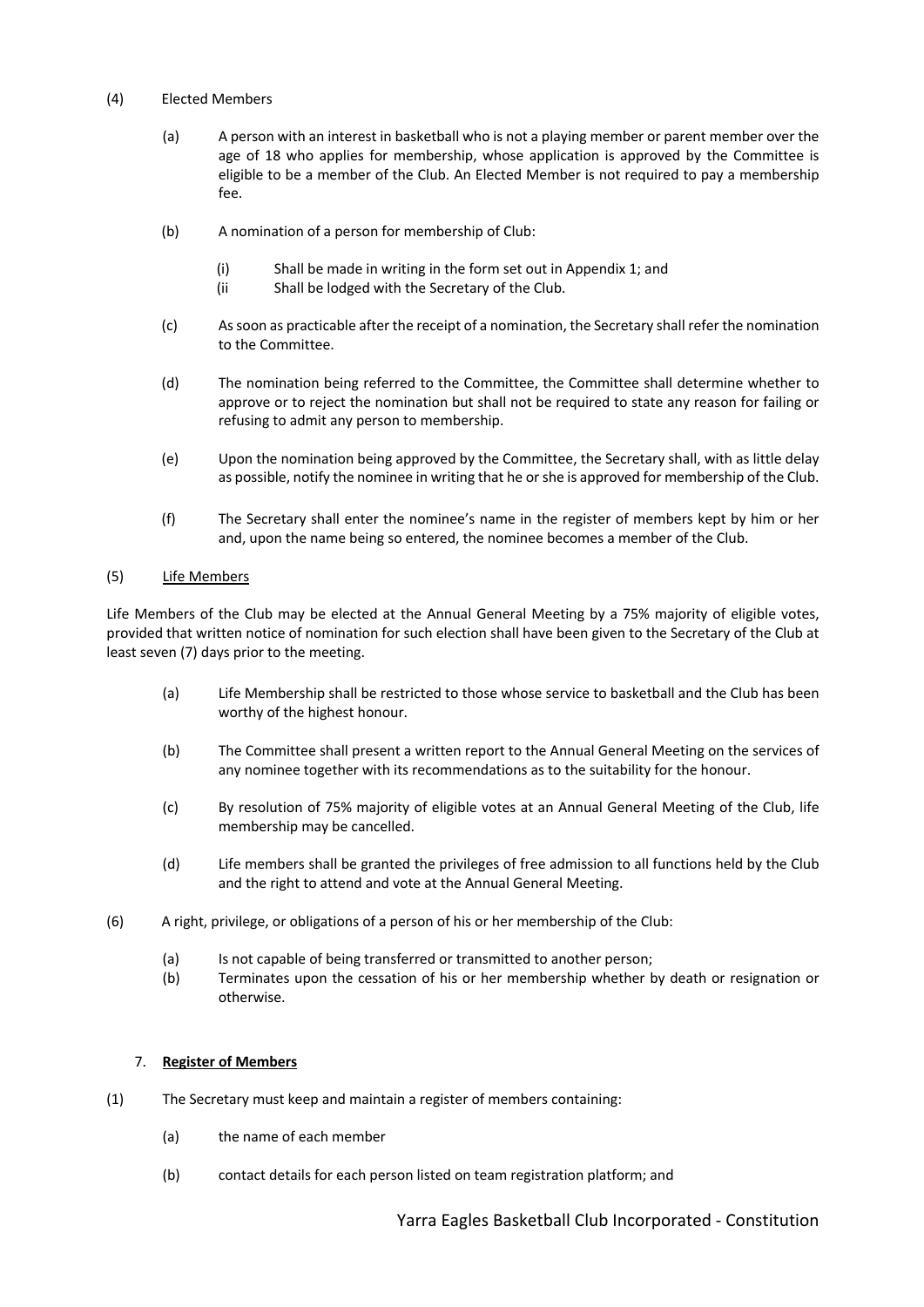(4) Elected Members

(a) A person with an interest in basketball who is not a playing member or parent member over the age of 18 who applies for membership, whose application is approved by the Committee is eligible to be a member of the Club. An Elected Member is not required to pay a membership fee.

(b) A nomination of a person for membership of Club:

(i) Shall be made in writing in the form set out in Appendix 1; and
(ii Shall be lodged with the Secretary of the Club.

(c) As soon as practicable after the receipt of a nomination, the Secretary shall refer the nomination to the Committee.

(d) The nomination being referred to the Committee, the Committee shall determine whether to approve or to reject the nomination but shall not be required to state any reason for failing or refusing to admit any person to membership.

(e) Upon the nomination being approved by the Committee, the Secretary shall, with as little delay as possible, notify the nominee in writing that he or she is approved for membership of the Club.

(f) The Secretary shall enter the nominee's name in the register of members kept by him or her and, upon the name being so entered, the nominee becomes a member of the Club.

(5) <u>Life Members</u>

Life Members of the Club may be elected at the Annual General Meeting by a 75% majority of eligible votes, provided that written notice of nomination for such election shall have been given to the Secretary of the Club at least seven (7) days prior to the meeting.

(a) Life Membership shall be restricted to those whose service to basketball and the Club has been worthy of the highest honour.

(b) The Committee shall present a written report to the Annual General Meeting on the services of any nominee together with its recommendations as to the suitability for the honour.

(c) By resolution of 75% majority of eligible votes at an Annual General Meeting of the Club, life membership may be cancelled.

(d) Life members shall be granted the privileges of free admission to all functions held by the Club and the right to attend and vote at the Annual General Meeting.

(6) A right, privilege, or obligations of a person of his or her membership of the Club:

(a) Is not capable of being transferred or transmitted to another person;
(b) Terminates upon the cessation of his or her membership whether by death or resignation or otherwise.

## 7. **<u>Register of Members</u>**

(1) The Secretary must keep and maintain a register of members containing:

(a) the name of each member

(b) contact details for each person listed on team registration platform; and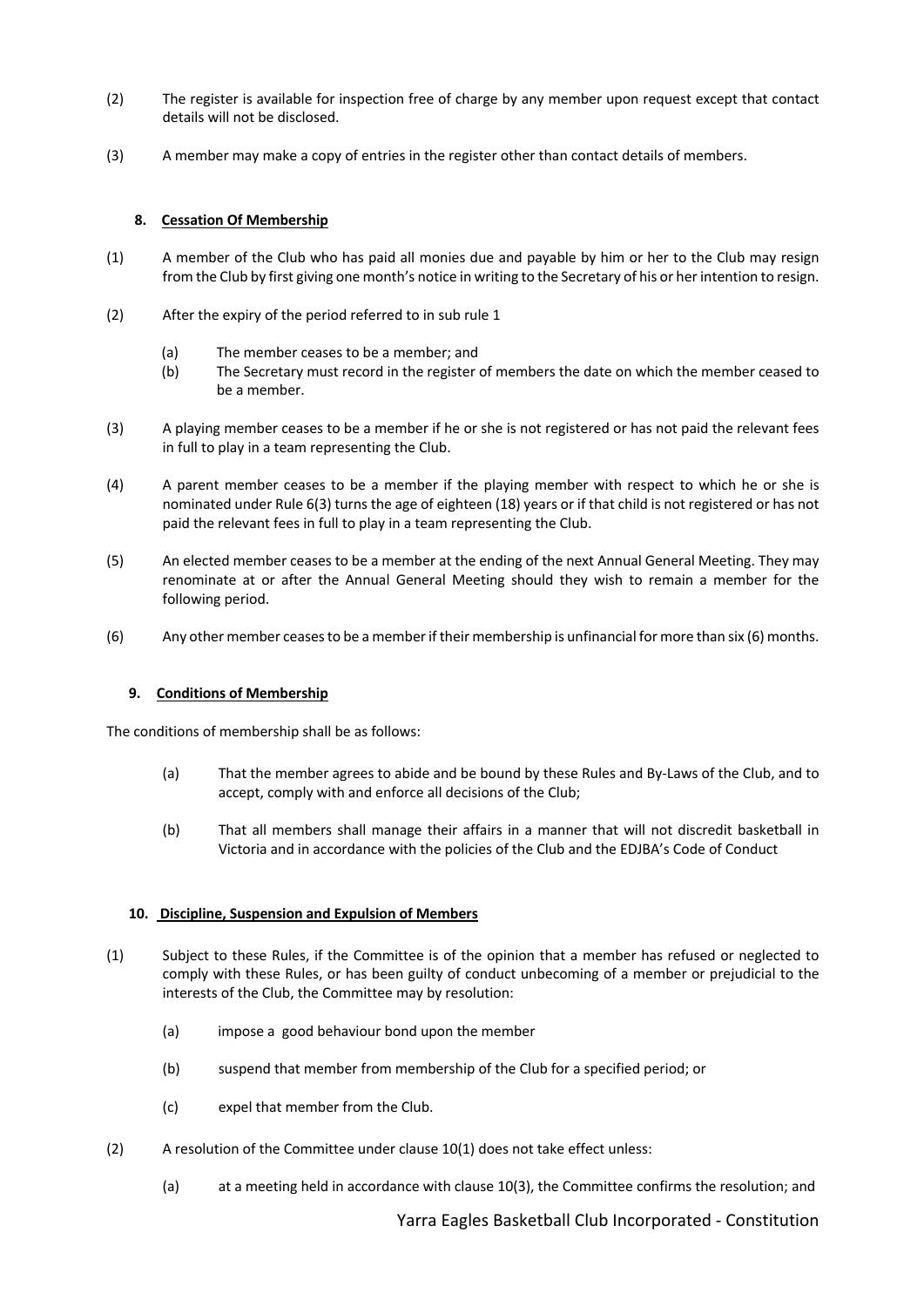(2) The register is available for inspection free of charge by any member upon request except that contact details will not be disclosed.

(3) A member may make a copy of entries in the register other than contact details of members.

### 8. Cessation Of Membership

(1) A member of the Club who has paid all monies due and payable by him or her to the Club may resign from the Club by first giving one month's notice in writing to the Secretary of his or her intention to resign.

(2) After the expiry of the period referred to in sub rule 1

- (a) The member ceases to be a member; and
- (b) The Secretary must record in the register of members the date on which the member ceased to be a member.

(3) A playing member ceases to be a member if he or she is not registered or has not paid the relevant fees in full to play in a team representing the Club.

(4) A parent member ceases to be a member if the playing member with respect to which he or she is nominated under Rule 6(3) turns the age of eighteen (18) years or if that child is not registered or has not paid the relevant fees in full to play in a team representing the Club.

(5) An elected member ceases to be a member at the ending of the next Annual General Meeting. They may renominate at or after the Annual General Meeting should they wish to remain a member for the following period.

(6) Any other member ceases to be a member if their membership is unfinancial for more than six (6) months.

### 9. Conditions of Membership

The conditions of membership shall be as follows:

- (a) That the member agrees to abide and be bound by these Rules and By-Laws of the Club, and to accept, comply with and enforce all decisions of the Club;
- (b) That all members shall manage their affairs in a manner that will not discredit basketball in Victoria and in accordance with the policies of the Club and the EDJBA's Code of Conduct

### 10. Discipline, Suspension and Expulsion of Members

(1) Subject to these Rules, if the Committee is of the opinion that a member has refused or neglected to comply with these Rules, or has been guilty of conduct unbecoming of a member or prejudicial to the interests of the Club, the Committee may by resolution:

- (a) impose a good behaviour bond upon the member
- (b) suspend that member from membership of the Club for a specified period; or
- (c) expel that member from the Club.

(2) A resolution of the Committee under clause 10(1) does not take effect unless:

- (a) at a meeting held in accordance with clause 10(3), the Committee confirms the resolution; and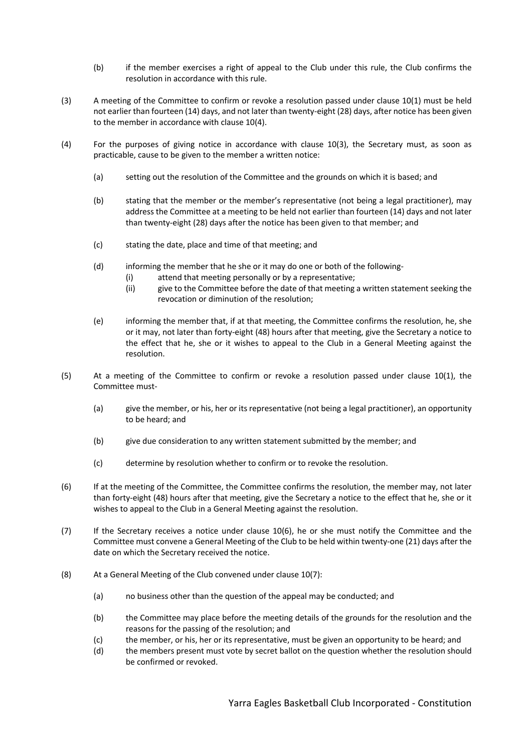(b) if the member exercises a right of appeal to the Club under this rule, the Club confirms the resolution in accordance with this rule.

(3) A meeting of the Committee to confirm or revoke a resolution passed under clause 10(1) must be held not earlier than fourteen (14) days, and not later than twenty-eight (28) days, after notice has been given to the member in accordance with clause 10(4).

(4) For the purposes of giving notice in accordance with clause 10(3), the Secretary must, as soon as practicable, cause to be given to the member a written notice:

(a) setting out the resolution of the Committee and the grounds on which it is based; and

(b) stating that the member or the member's representative (not being a legal practitioner), may address the Committee at a meeting to be held not earlier than fourteen (14) days and not later than twenty-eight (28) days after the notice has been given to that member; and

(c) stating the date, place and time of that meeting; and

(d) informing the member that he she or it may do one or both of the following-

(i) attend that meeting personally or by a representative;

(ii) give to the Committee before the date of that meeting a written statement seeking the revocation or diminution of the resolution;

(e) informing the member that, if at that meeting, the Committee confirms the resolution, he, she or it may, not later than forty-eight (48) hours after that meeting, give the Secretary a notice to the effect that he, she or it wishes to appeal to the Club in a General Meeting against the resolution.

(5) At a meeting of the Committee to confirm or revoke a resolution passed under clause 10(1), the Committee must-

(a) give the member, or his, her or its representative (not being a legal practitioner), an opportunity to be heard; and

(b) give due consideration to any written statement submitted by the member; and

(c) determine by resolution whether to confirm or to revoke the resolution.

(6) If at the meeting of the Committee, the Committee confirms the resolution, the member may, not later than forty-eight (48) hours after that meeting, give the Secretary a notice to the effect that he, she or it wishes to appeal to the Club in a General Meeting against the resolution.

(7) If the Secretary receives a notice under clause 10(6), he or she must notify the Committee and the Committee must convene a General Meeting of the Club to be held within twenty-one (21) days after the date on which the Secretary received the notice.

(8) At a General Meeting of the Club convened under clause 10(7):

(a) no business other than the question of the appeal may be conducted; and

(b) the Committee may place before the meeting details of the grounds for the resolution and the reasons for the passing of the resolution; and

(c) the member, or his, her or its representative, must be given an opportunity to be heard; and

(d) the members present must vote by secret ballot on the question whether the resolution should be confirmed or revoked.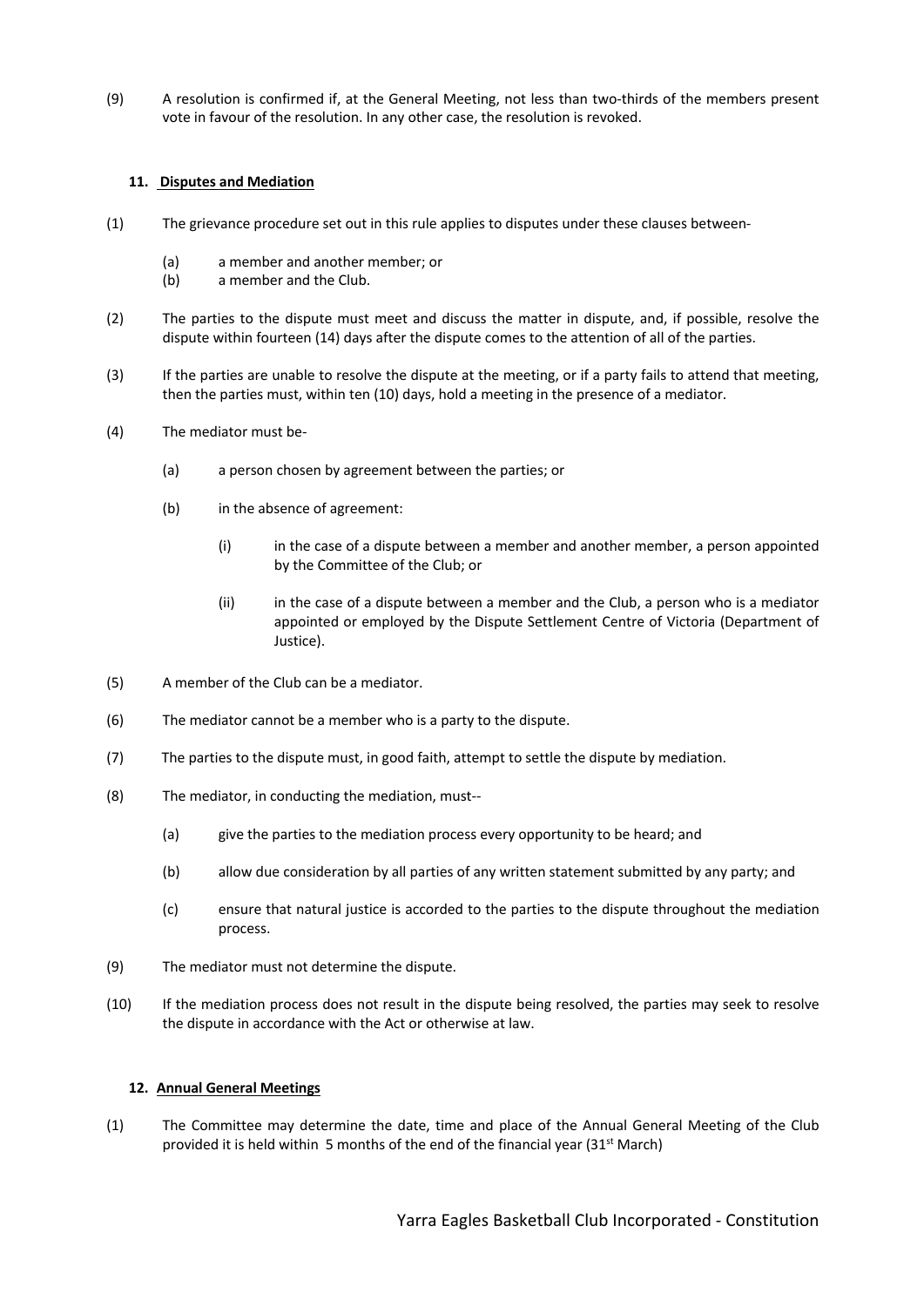(9) A resolution is confirmed if, at the General Meeting, not less than two-thirds of the members present vote in favour of the resolution. In any other case, the resolution is revoked.

## 11. Disputes and Mediation

(1) The grievance procedure set out in this rule applies to disputes under these clauses between-

  (a) a member and another member; or
  (b) a member and the Club.

(2) The parties to the dispute must meet and discuss the matter in dispute, and, if possible, resolve the dispute within fourteen (14) days after the dispute comes to the attention of all of the parties.

(3) If the parties are unable to resolve the dispute at the meeting, or if a party fails to attend that meeting, then the parties must, within ten (10) days, hold a meeting in the presence of a mediator.

(4) The mediator must be-

  (a) a person chosen by agreement between the parties; or

  (b) in the absence of agreement:

    (i) in the case of a dispute between a member and another member, a person appointed by the Committee of the Club; or

    (ii) in the case of a dispute between a member and the Club, a person who is a mediator appointed or employed by the Dispute Settlement Centre of Victoria (Department of Justice).

(5) A member of the Club can be a mediator.

(6) The mediator cannot be a member who is a party to the dispute.

(7) The parties to the dispute must, in good faith, attempt to settle the dispute by mediation.

(8) The mediator, in conducting the mediation, must--

  (a) give the parties to the mediation process every opportunity to be heard; and

  (b) allow due consideration by all parties of any written statement submitted by any party; and

  (c) ensure that natural justice is accorded to the parties to the dispute throughout the mediation process.

(9) The mediator must not determine the dispute.

(10) If the mediation process does not result in the dispute being resolved, the parties may seek to resolve the dispute in accordance with the Act or otherwise at law.

## 12. Annual General Meetings

(1) The Committee may determine the date, time and place of the Annual General Meeting of the Club provided it is held within 5 months of the end of the financial year (31st March)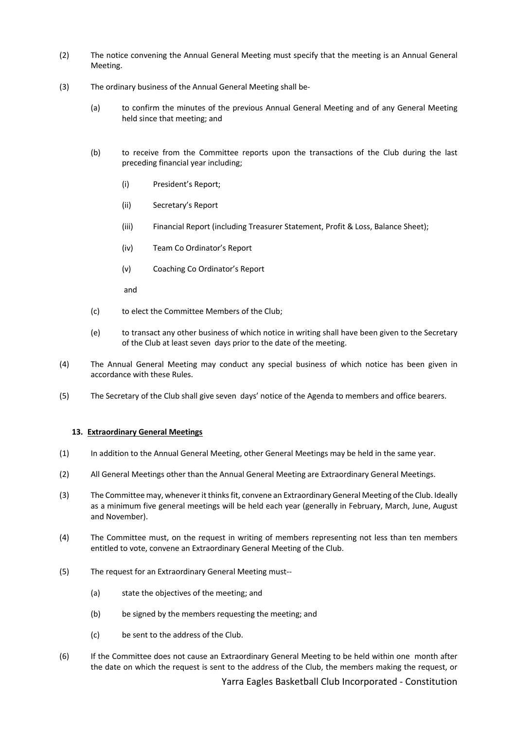(2) The notice convening the Annual General Meeting must specify that the meeting is an Annual General Meeting.

(3) The ordinary business of the Annual General Meeting shall be-

(a) to confirm the minutes of the previous Annual General Meeting and of any General Meeting held since that meeting; and

(b) to receive from the Committee reports upon the transactions of the Club during the last preceding financial year including;

(i) President's Report;

(ii) Secretary's Report

(iii) Financial Report (including Treasurer Statement, Profit & Loss, Balance Sheet);

(iv) Team Co Ordinator's Report

(v) Coaching Co Ordinator's Report

and

(c) to elect the Committee Members of the Club;

(e) to transact any other business of which notice in writing shall have been given to the Secretary of the Club at least seven days prior to the date of the meeting.

(4) The Annual General Meeting may conduct any special business of which notice has been given in accordance with these Rules.

(5) The Secretary of the Club shall give seven days' notice of the Agenda to members and office bearers.

**13. Extraordinary General Meetings**

(1) In addition to the Annual General Meeting, other General Meetings may be held in the same year.

(2) All General Meetings other than the Annual General Meeting are Extraordinary General Meetings.

(3) The Committee may, whenever it thinks fit, convene an Extraordinary General Meeting of the Club. Ideally as a minimum five general meetings will be held each year (generally in February, March, June, August and November).

(4) The Committee must, on the request in writing of members representing not less than ten members entitled to vote, convene an Extraordinary General Meeting of the Club.

(5) The request for an Extraordinary General Meeting must--

(a) state the objectives of the meeting; and

(b) be signed by the members requesting the meeting; and

(c) be sent to the address of the Club.

(6) If the Committee does not cause an Extraordinary General Meeting to be held within one month after the date on which the request is sent to the address of the Club, the members making the request, or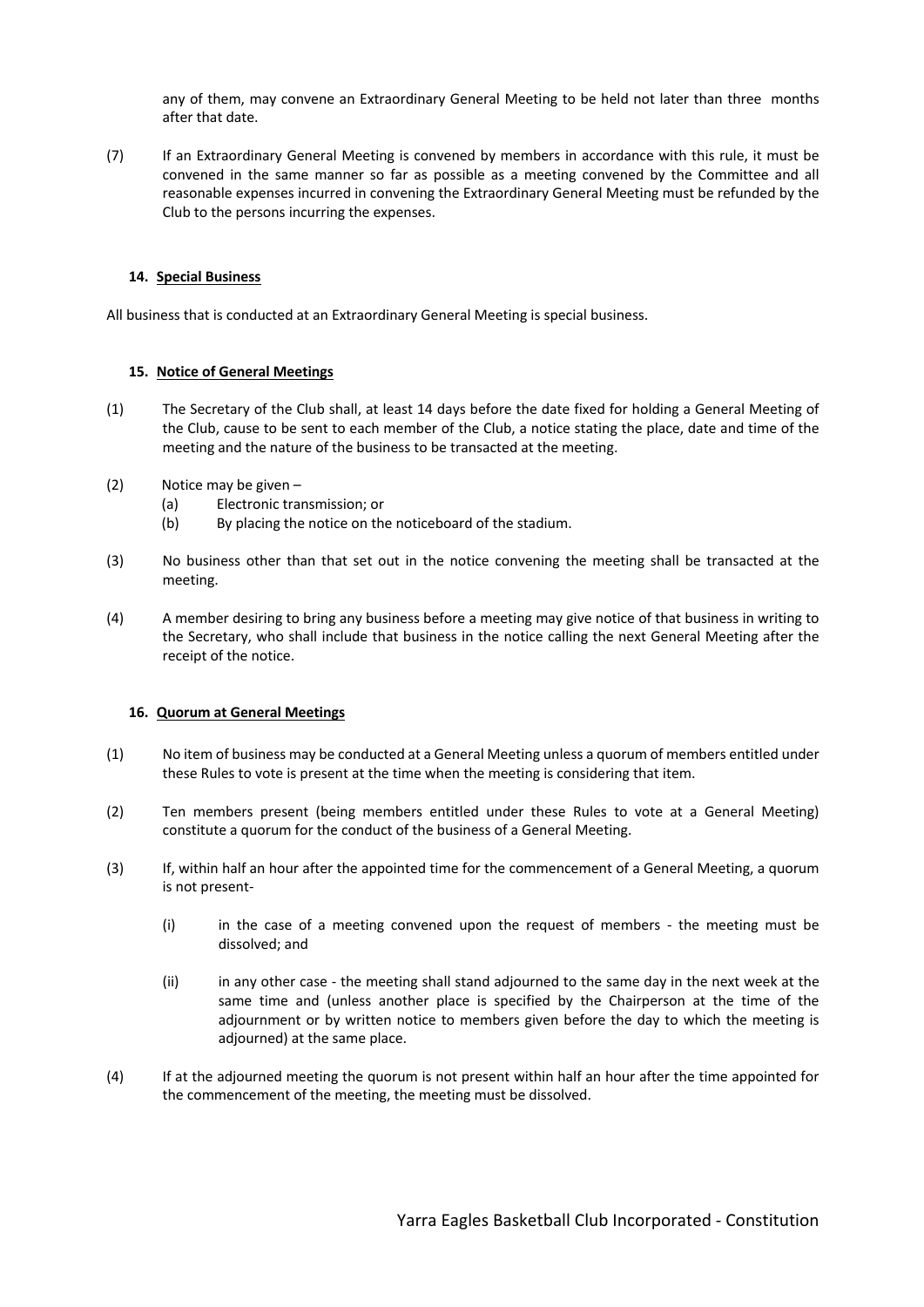any of them, may convene an Extraordinary General Meeting to be held not later than three months after that date.

(7) If an Extraordinary General Meeting is convened by members in accordance with this rule, it must be convened in the same manner so far as possible as a meeting convened by the Committee and all reasonable expenses incurred in convening the Extraordinary General Meeting must be refunded by the Club to the persons incurring the expenses.

### 14. Special Business

All business that is conducted at an Extraordinary General Meeting is special business.

### 15. Notice of General Meetings

(1) The Secretary of the Club shall, at least 14 days before the date fixed for holding a General Meeting of the Club, cause to be sent to each member of the Club, a notice stating the place, date and time of the meeting and the nature of the business to be transacted at the meeting.

(2) Notice may be given –
   (a) Electronic transmission; or
   (b) By placing the notice on the noticeboard of the stadium.

(3) No business other than that set out in the notice convening the meeting shall be transacted at the meeting.

(4) A member desiring to bring any business before a meeting may give notice of that business in writing to the Secretary, who shall include that business in the notice calling the next General Meeting after the receipt of the notice.

### 16. Quorum at General Meetings

(1) No item of business may be conducted at a General Meeting unless a quorum of members entitled under these Rules to vote is present at the time when the meeting is considering that item.

(2) Ten members present (being members entitled under these Rules to vote at a General Meeting) constitute a quorum for the conduct of the business of a General Meeting.

(3) If, within half an hour after the appointed time for the commencement of a General Meeting, a quorum is not present-

   (i) in the case of a meeting convened upon the request of members - the meeting must be dissolved; and

   (ii) in any other case - the meeting shall stand adjourned to the same day in the next week at the same time and (unless another place is specified by the Chairperson at the time of the adjournment or by written notice to members given before the day to which the meeting is adjourned) at the same place.

(4) If at the adjourned meeting the quorum is not present within half an hour after the time appointed for the commencement of the meeting, the meeting must be dissolved.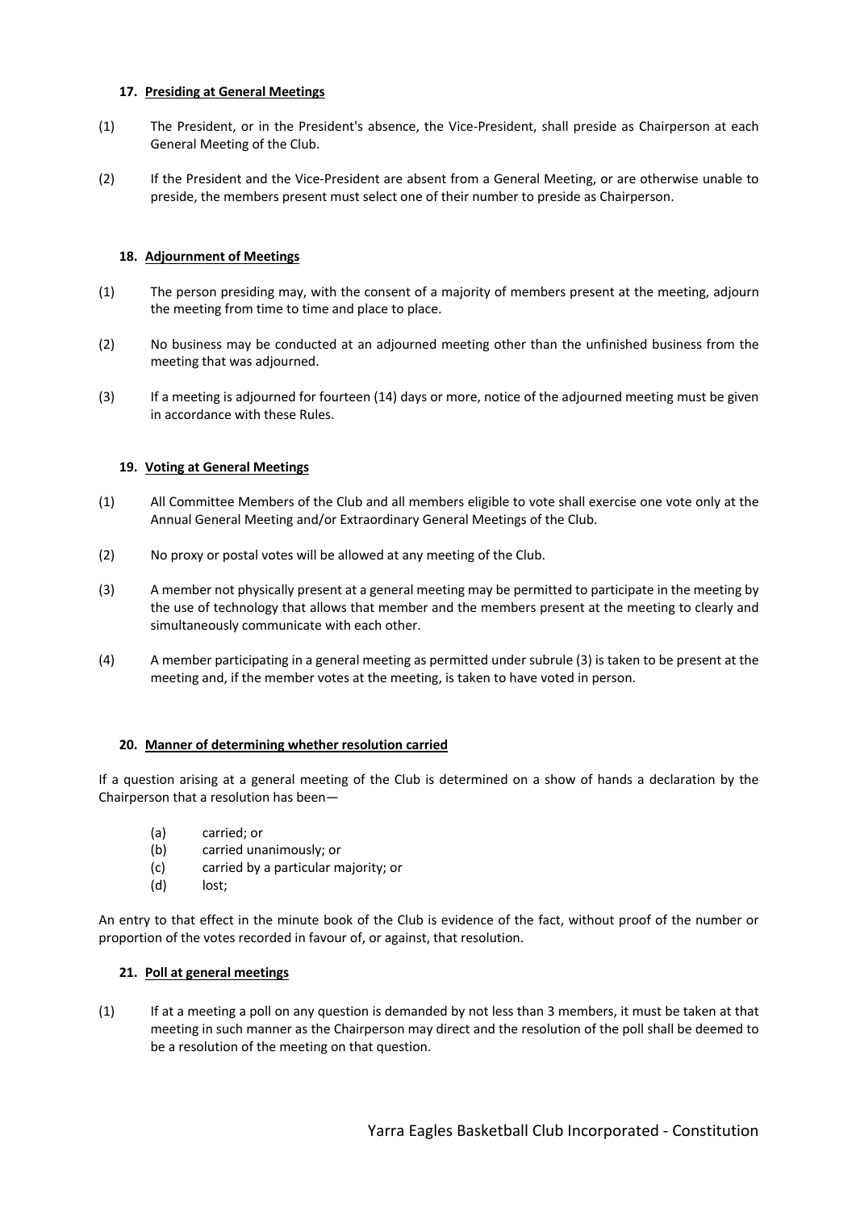### 17. Presiding at General Meetings

(1) The President, or in the President's absence, the Vice-President, shall preside as Chairperson at each General Meeting of the Club.

(2) If the President and the Vice-President are absent from a General Meeting, or are otherwise unable to preside, the members present must select one of their number to preside as Chairperson.

### 18. Adjournment of Meetings

(1) The person presiding may, with the consent of a majority of members present at the meeting, adjourn the meeting from time to time and place to place.

(2) No business may be conducted at an adjourned meeting other than the unfinished business from the meeting that was adjourned.

(3) If a meeting is adjourned for fourteen (14) days or more, notice of the adjourned meeting must be given in accordance with these Rules.

### 19. Voting at General Meetings

(1) All Committee Members of the Club and all members eligible to vote shall exercise one vote only at the Annual General Meeting and/or Extraordinary General Meetings of the Club.

(2) No proxy or postal votes will be allowed at any meeting of the Club.

(3) A member not physically present at a general meeting may be permitted to participate in the meeting by the use of technology that allows that member and the members present at the meeting to clearly and simultaneously communicate with each other.

(4) A member participating in a general meeting as permitted under subrule (3) is taken to be present at the meeting and, if the member votes at the meeting, is taken to have voted in person.

### 20. Manner of determining whether resolution carried

If a question arising at a general meeting of the Club is determined on a show of hands a declaration by the Chairperson that a resolution has been—

- (a) carried; or
- (b) carried unanimously; or
- (c) carried by a particular majority; or
- (d) lost;

An entry to that effect in the minute book of the Club is evidence of the fact, without proof of the number or proportion of the votes recorded in favour of, or against, that resolution.

### 21. Poll at general meetings

(1) If at a meeting a poll on any question is demanded by not less than 3 members, it must be taken at that meeting in such manner as the Chairperson may direct and the resolution of the poll shall be deemed to be a resolution of the meeting on that question.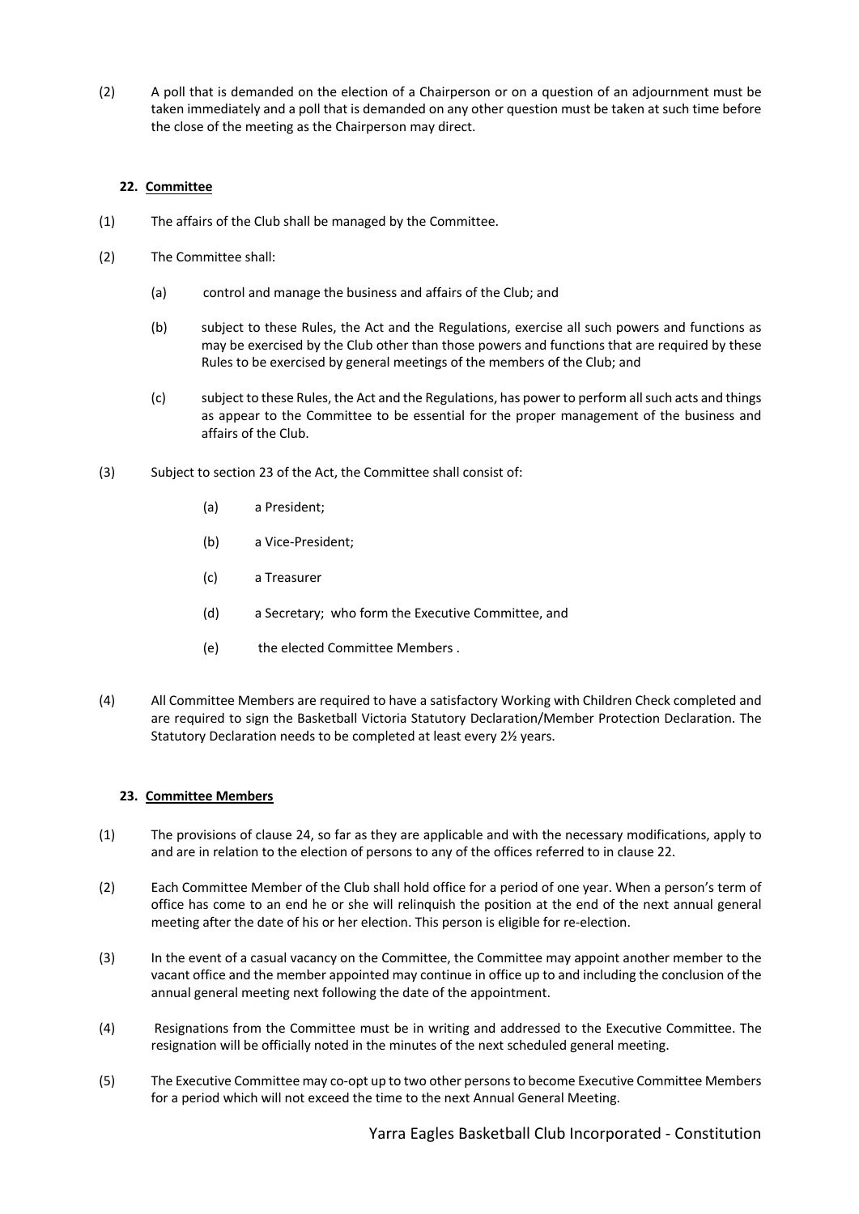(2) A poll that is demanded on the election of a Chairperson or on a question of an adjournment must be taken immediately and a poll that is demanded on any other question must be taken at such time before the close of the meeting as the Chairperson may direct.

### 22. Committee

(1) The affairs of the Club shall be managed by the Committee.

(2) The Committee shall:

(a) control and manage the business and affairs of the Club; and

(b) subject to these Rules, the Act and the Regulations, exercise all such powers and functions as may be exercised by the Club other than those powers and functions that are required by these Rules to be exercised by general meetings of the members of the Club; and

(c) subject to these Rules, the Act and the Regulations, has power to perform all such acts and things as appear to the Committee to be essential for the proper management of the business and affairs of the Club.

(3) Subject to section 23 of the Act, the Committee shall consist of:

(a) a President;

(b) a Vice-President;

(c) a Treasurer

(d) a Secretary; who form the Executive Committee, and

(e) the elected Committee Members .

(4) All Committee Members are required to have a satisfactory Working with Children Check completed and are required to sign the Basketball Victoria Statutory Declaration/Member Protection Declaration. The Statutory Declaration needs to be completed at least every 2½ years.

### 23. Committee Members

(1) The provisions of clause 24, so far as they are applicable and with the necessary modifications, apply to and are in relation to the election of persons to any of the offices referred to in clause 22.

(2) Each Committee Member of the Club shall hold office for a period of one year. When a person's term of office has come to an end he or she will relinquish the position at the end of the next annual general meeting after the date of his or her election. This person is eligible for re-election.

(3) In the event of a casual vacancy on the Committee, the Committee may appoint another member to the vacant office and the member appointed may continue in office up to and including the conclusion of the annual general meeting next following the date of the appointment.

(4) Resignations from the Committee must be in writing and addressed to the Executive Committee. The resignation will be officially noted in the minutes of the next scheduled general meeting.

(5) The Executive Committee may co-opt up to two other persons to become Executive Committee Members for a period which will not exceed the time to the next Annual General Meeting.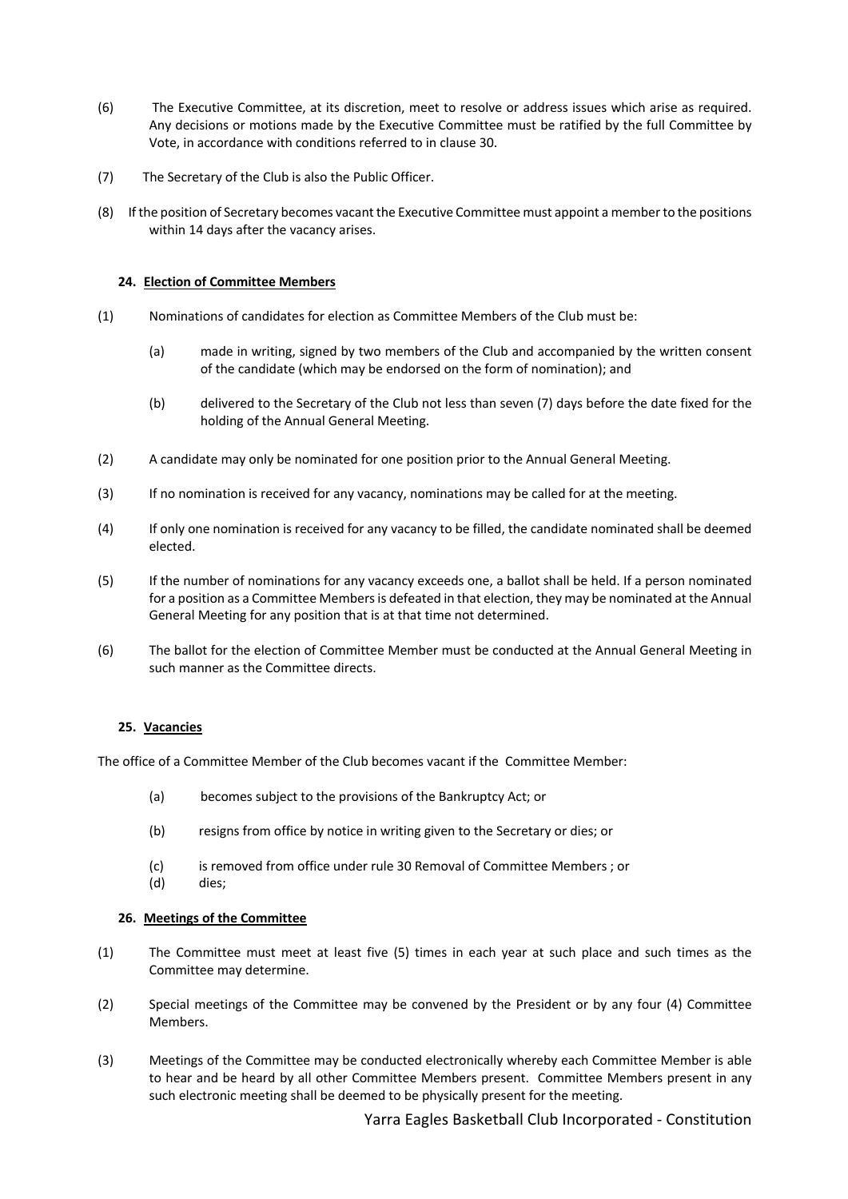(6) The Executive Committee, at its discretion, meet to resolve or address issues which arise as required. Any decisions or motions made by the Executive Committee must be ratified by the full Committee by Vote, in accordance with conditions referred to in clause 30.

(7) The Secretary of the Club is also the Public Officer.

(8) If the position of Secretary becomes vacant the Executive Committee must appoint a member to the positions within 14 days after the vacancy arises.

### 24. Election of Committee Members

(1) Nominations of candidates for election as Committee Members of the Club must be:

  (a) made in writing, signed by two members of the Club and accompanied by the written consent of the candidate (which may be endorsed on the form of nomination); and

  (b) delivered to the Secretary of the Club not less than seven (7) days before the date fixed for the holding of the Annual General Meeting.

(2) A candidate may only be nominated for one position prior to the Annual General Meeting.

(3) If no nomination is received for any vacancy, nominations may be called for at the meeting.

(4) If only one nomination is received for any vacancy to be filled, the candidate nominated shall be deemed elected.

(5) If the number of nominations for any vacancy exceeds one, a ballot shall be held. If a person nominated for a position as a Committee Members is defeated in that election, they may be nominated at the Annual General Meeting for any position that is at that time not determined.

(6) The ballot for the election of Committee Member must be conducted at the Annual General Meeting in such manner as the Committee directs.

### 25. Vacancies

The office of a Committee Member of the Club becomes vacant if the Committee Member:

  (a) becomes subject to the provisions of the Bankruptcy Act; or

  (b) resigns from office by notice in writing given to the Secretary or dies; or

  (c) is removed from office under rule 30 Removal of Committee Members ; or
  (d) dies;

### 26. Meetings of the Committee

(1) The Committee must meet at least five (5) times in each year at such place and such times as the Committee may determine.

(2) Special meetings of the Committee may be convened by the President or by any four (4) Committee Members.

(3) Meetings of the Committee may be conducted electronically whereby each Committee Member is able to hear and be heard by all other Committee Members present. Committee Members present in any such electronic meeting shall be deemed to be physically present for the meeting.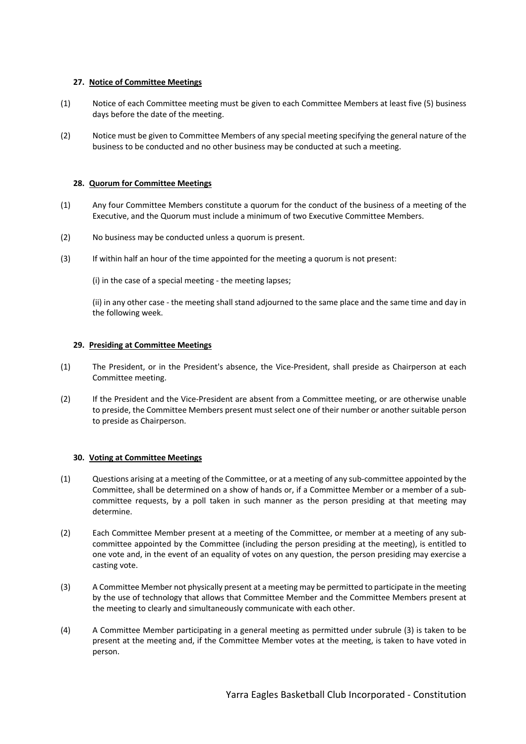#### 27. Notice of Committee Meetings

(1) Notice of each Committee meeting must be given to each Committee Members at least five (5) business days before the date of the meeting.

(2) Notice must be given to Committee Members of any special meeting specifying the general nature of the business to be conducted and no other business may be conducted at such a meeting.

#### 28. Quorum for Committee Meetings

(1) Any four Committee Members constitute a quorum for the conduct of the business of a meeting of the Executive, and the Quorum must include a minimum of two Executive Committee Members.

(2) No business may be conducted unless a quorum is present.

(3) If within half an hour of the time appointed for the meeting a quorum is not present:

(i) in the case of a special meeting - the meeting lapses;

(ii) in any other case - the meeting shall stand adjourned to the same place and the same time and day in the following week.

#### 29. Presiding at Committee Meetings

(1) The President, or in the President's absence, the Vice-President, shall preside as Chairperson at each Committee meeting.

(2) If the President and the Vice-President are absent from a Committee meeting, or are otherwise unable to preside, the Committee Members present must select one of their number or another suitable person to preside as Chairperson.

#### 30. Voting at Committee Meetings

(1) Questions arising at a meeting of the Committee, or at a meeting of any sub-committee appointed by the Committee, shall be determined on a show of hands or, if a Committee Member or a member of a sub-committee requests, by a poll taken in such manner as the person presiding at that meeting may determine.

(2) Each Committee Member present at a meeting of the Committee, or member at a meeting of any sub-committee appointed by the Committee (including the person presiding at the meeting), is entitled to one vote and, in the event of an equality of votes on any question, the person presiding may exercise a casting vote.

(3) A Committee Member not physically present at a meeting may be permitted to participate in the meeting by the use of technology that allows that Committee Member and the Committee Members present at the meeting to clearly and simultaneously communicate with each other.

(4) A Committee Member participating in a general meeting as permitted under subrule (3) is taken to be present at the meeting and, if the Committee Member votes at the meeting, is taken to have voted in person.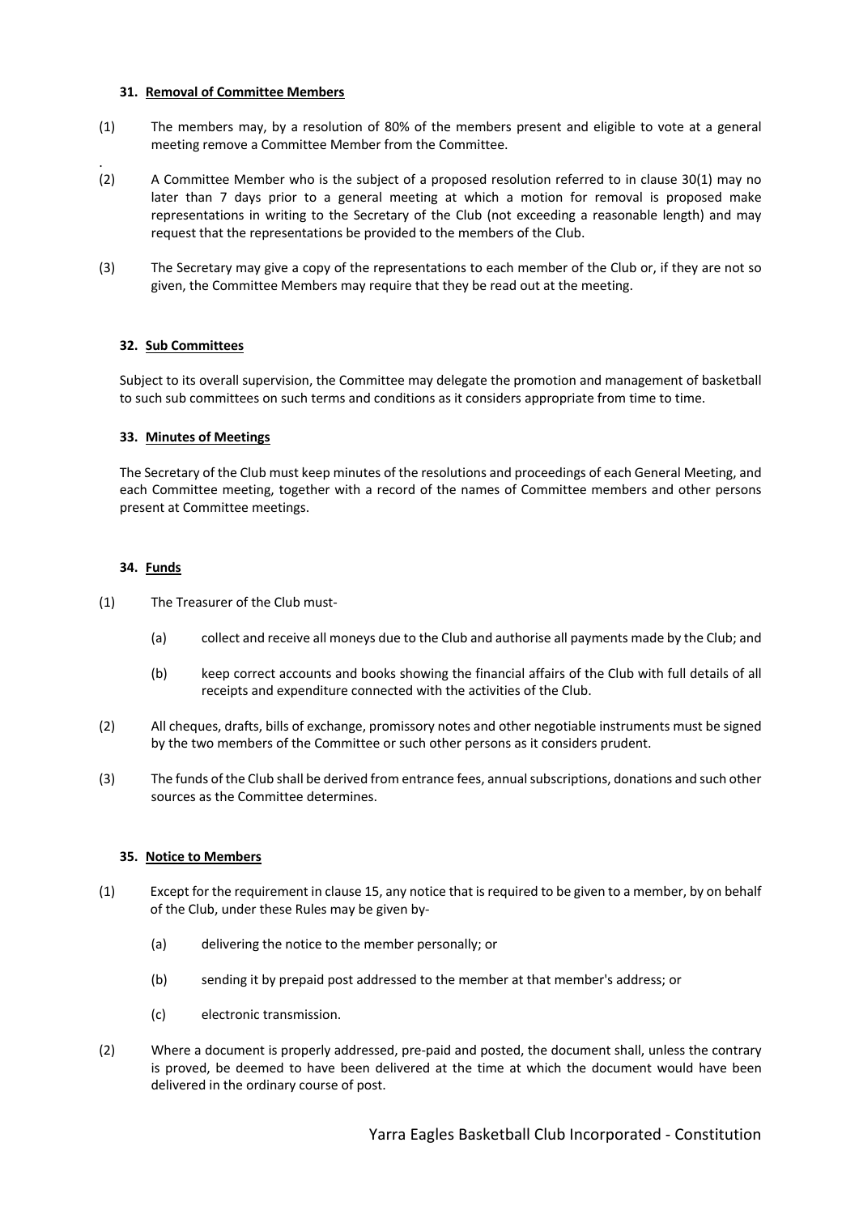### 31. Removal of Committee Members

(1) The members may, by a resolution of 80% of the members present and eligible to vote at a general meeting remove a Committee Member from the Committee.

(2) A Committee Member who is the subject of a proposed resolution referred to in clause 30(1) may no later than 7 days prior to a general meeting at which a motion for removal is proposed make representations in writing to the Secretary of the Club (not exceeding a reasonable length) and may request that the representations be provided to the members of the Club.

(3) The Secretary may give a copy of the representations to each member of the Club or, if they are not so given, the Committee Members may require that they be read out at the meeting.

### 32. Sub Committees

Subject to its overall supervision, the Committee may delegate the promotion and management of basketball to such sub committees on such terms and conditions as it considers appropriate from time to time.

### 33. Minutes of Meetings

The Secretary of the Club must keep minutes of the resolutions and proceedings of each General Meeting, and each Committee meeting, together with a record of the names of Committee members and other persons present at Committee meetings.

### 34. Funds

(1) The Treasurer of the Club must-

   (a) collect and receive all moneys due to the Club and authorise all payments made by the Club; and

   (b) keep correct accounts and books showing the financial affairs of the Club with full details of all receipts and expenditure connected with the activities of the Club.

(2) All cheques, drafts, bills of exchange, promissory notes and other negotiable instruments must be signed by the two members of the Committee or such other persons as it considers prudent.

(3) The funds of the Club shall be derived from entrance fees, annual subscriptions, donations and such other sources as the Committee determines.

### 35. Notice to Members

(1) Except for the requirement in clause 15, any notice that is required to be given to a member, by on behalf of the Club, under these Rules may be given by-

   (a) delivering the notice to the member personally; or

   (b) sending it by prepaid post addressed to the member at that member's address; or

   (c) electronic transmission.

(2) Where a document is properly addressed, pre-paid and posted, the document shall, unless the contrary is proved, be deemed to have been delivered at the time at which the document would have been delivered in the ordinary course of post.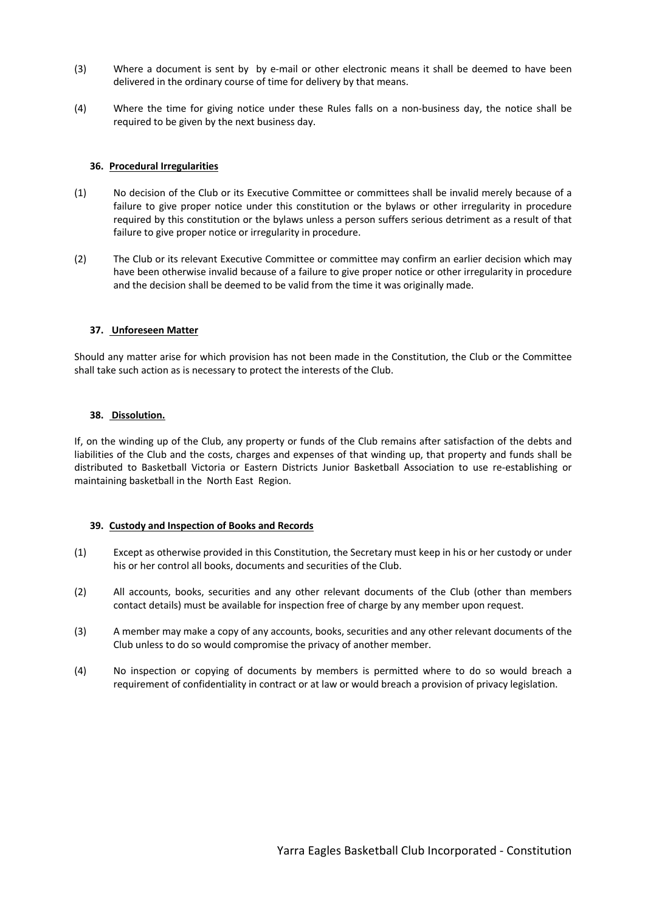(3) Where a document is sent by by e-mail or other electronic means it shall be deemed to have been delivered in the ordinary course of time for delivery by that means.

(4) Where the time for giving notice under these Rules falls on a non-business day, the notice shall be required to be given by the next business day.

### 36. Procedural Irregularities

(1) No decision of the Club or its Executive Committee or committees shall be invalid merely because of a failure to give proper notice under this constitution or the bylaws or other irregularity in procedure required by this constitution or the bylaws unless a person suffers serious detriment as a result of that failure to give proper notice or irregularity in procedure.

(2) The Club or its relevant Executive Committee or committee may confirm an earlier decision which may have been otherwise invalid because of a failure to give proper notice or other irregularity in procedure and the decision shall be deemed to be valid from the time it was originally made.

### 37. Unforeseen Matter

Should any matter arise for which provision has not been made in the Constitution, the Club or the Committee shall take such action as is necessary to protect the interests of the Club.

### 38. Dissolution.

If, on the winding up of the Club, any property or funds of the Club remains after satisfaction of the debts and liabilities of the Club and the costs, charges and expenses of that winding up, that property and funds shall be distributed to Basketball Victoria or Eastern Districts Junior Basketball Association to use re-establishing or maintaining basketball in the North East Region.

### 39. Custody and Inspection of Books and Records

(1) Except as otherwise provided in this Constitution, the Secretary must keep in his or her custody or under his or her control all books, documents and securities of the Club.

(2) All accounts, books, securities and any other relevant documents of the Club (other than members contact details) must be available for inspection free of charge by any member upon request.

(3) A member may make a copy of any accounts, books, securities and any other relevant documents of the Club unless to do so would compromise the privacy of another member.

(4) No inspection or copying of documents by members is permitted where to do so would breach a requirement of confidentiality in contract or at law or would breach a provision of privacy legislation.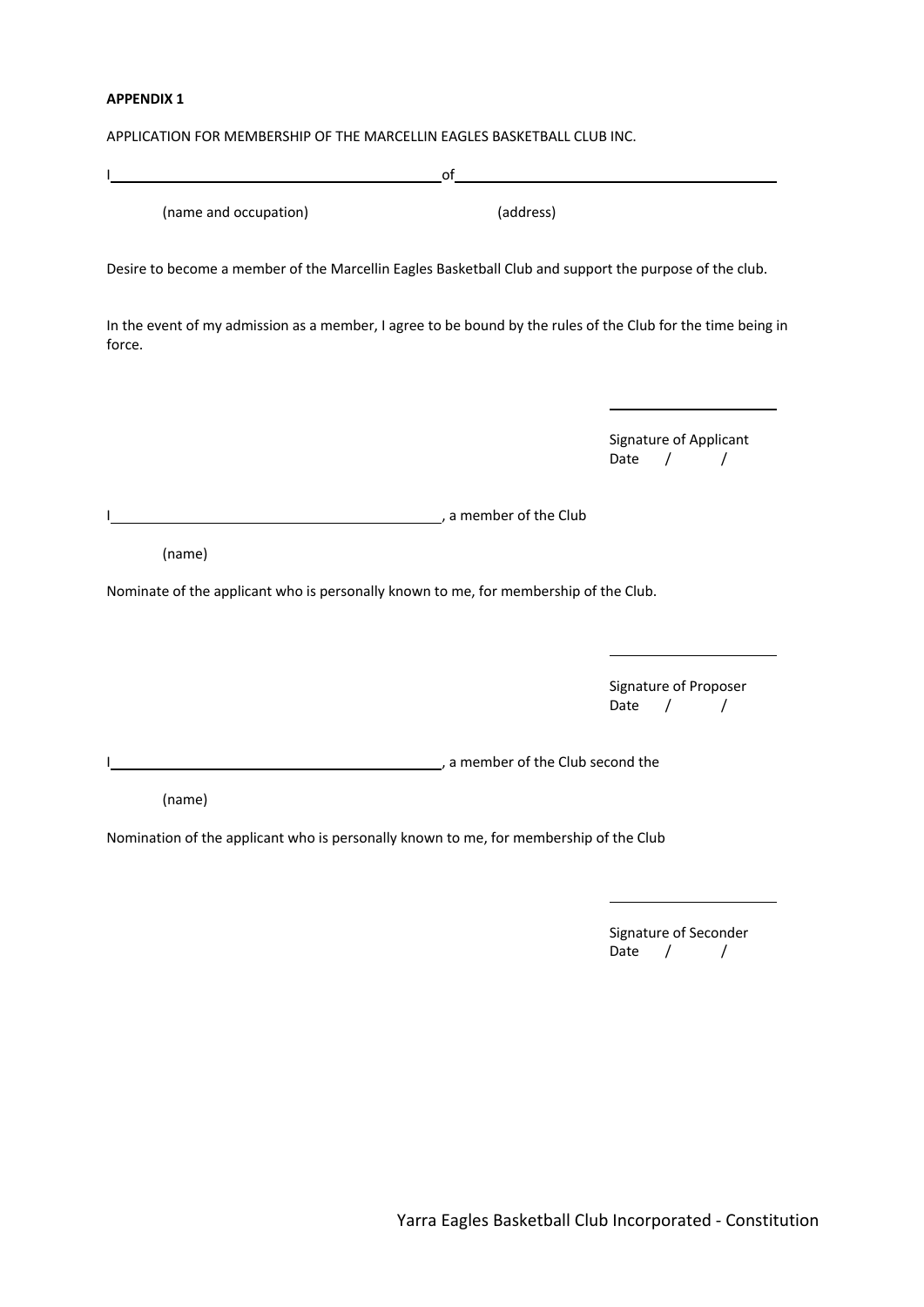**APPENDIX 1**

APPLICATION FOR MEMBERSHIP OF THE MARCELLIN EAGLES BASKETBALL CLUB INC.

I\_\_\_\_\_\_\_\_\_\_\_\_\_\_\_\_\_\_\_\_\_\_\_\_\_\_\_\_\_\_\_\_\_\_\_\_\_\_\_\_of\_\_\_\_\_\_\_\_\_\_\_\_\_\_\_\_\_\_\_\_\_\_\_\_\_\_\_\_\_\_\_\_\_\_\_\_\_\_\_\_

(name and occupation) (address)

Desire to become a member of the Marcellin Eagles Basketball Club and support the purpose of the club.

In the event of my admission as a member, I agree to be bound by the rules of the Club for the time being in force.

\_\_\_\_\_\_\_\_\_\_\_\_\_\_\_\_\_\_\_\_

Signature of Applicant
Date / /

I\_\_\_\_\_\_\_\_\_\_\_\_\_\_\_\_\_\_\_\_\_\_\_\_\_\_\_\_\_\_\_\_\_\_\_\_\_\_\_\_, a member of the Club

(name)

Nominate of the applicant who is personally known to me, for membership of the Club.

\_\_\_\_\_\_\_\_\_\_\_\_\_\_\_\_\_\_\_\_

Signature of Proposer
Date / /

I\_\_\_\_\_\_\_\_\_\_\_\_\_\_\_\_\_\_\_\_\_\_\_\_\_\_\_\_\_\_\_\_\_\_\_\_\_\_\_\_, a member of the Club second the

(name)

Nomination of the applicant who is personally known to me, for membership of the Club

\_\_\_\_\_\_\_\_\_\_\_\_\_\_\_\_\_\_\_\_

Signature of Seconder
Date / /